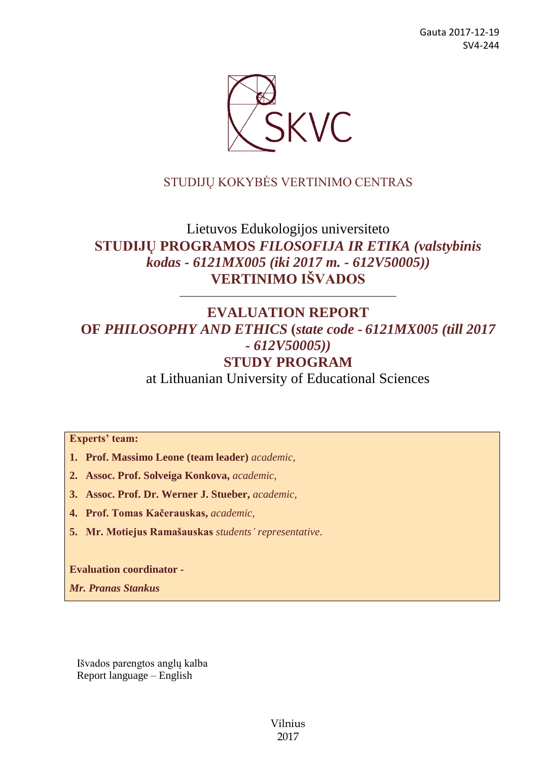Gauta 2017-12-19
SV4-244

SKVC

STUDIJŲ KOKYBĖS VERTINIMO CENTRAS

# Lietuvos Edukologijos universiteto **STUDIJŲ PROGRAMOS *FILOSOFIJA IR ETIKA (valstybinis kodas - 6121MX005 (iki 2017 m. - 612V50005))* VERTINIMO IŠVADOS**

---

# EVALUATION REPORT OF *PHILOSOPHY AND ETHICS* (*state code - 6121MX005 (till 2017 - 612V50005)*) STUDY PROGRAM

at Lithuanian University of Educational Sciences

**Experts' team:**

1. **Prof. Massimo Leone (team leader)** *academic,*
2. **Assoc. Prof. Solveiga Konkova,** *academic,*
3. **Assoc. Prof. Dr. Werner J. Stueber,** *academic,*
4. **Prof. Tomas Kačerauskas,** *academic,*
5. **Mr. Motiejus Ramašauskas** *students' representative*.

**Evaluation coordinator -**

***Mr. Pranas Stankus***

Išvados parengtos anglų kalba
Report language – English

Vilnius
2017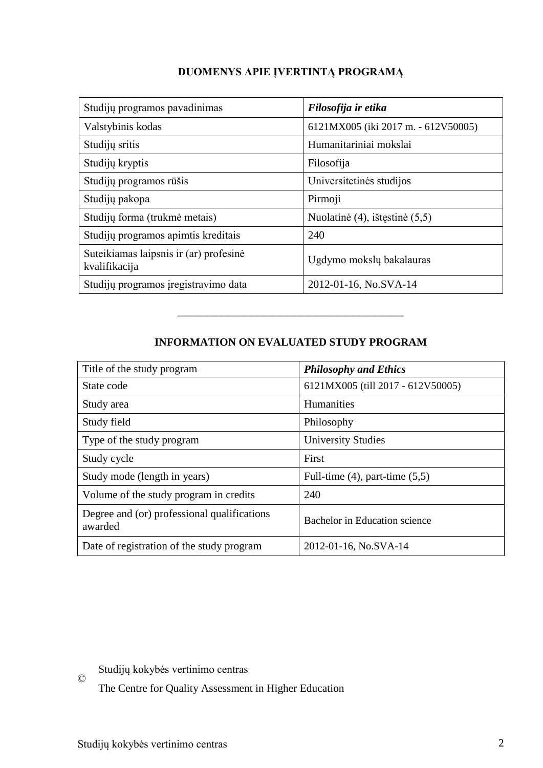## DUOMENYS APIE ĮVERTINTĄ PROGRAMĄ

| Studijų programos pavadinimas | ***Filosofija ir etika*** |
|---|---|
| Valstybinis kodas | 6121MX005 (iki 2017 m. - 612V50005) |
| Studijų sritis | Humanitariniai mokslai |
| Studijų kryptis | Filosofija |
| Studijų programos rūšis | Universitetinės studijos |
| Studijų pakopa | Pirmoji |
| Studijų forma (trukmė metais) | Nuolatinė (4), ištęstinė (5,5) |
| Studijų programos apimtis kreditais | 240 |
| Suteikiamas laipsnis ir (ar) profesinė kvalifikacija | Ugdymo mokslų bakalauras |
| Studijų programos įregistravimo data | 2012-01-16, No.SVA-14 |

---

## INFORMATION ON EVALUATED STUDY PROGRAM

| Title of the study program | ***Philosophy and Ethics*** |
|---|---|
| State code | 6121MX005 (till 2017 - 612V50005) |
| Study area | Humanities |
| Study field | Philosophy |
| Type of the study program | University Studies |
| Study cycle | First |
| Study mode (length in years) | Full-time (4), part-time (5,5) |
| Volume of the study program in credits | 240 |
| Degree and (or) professional qualifications awarded | Bachelor in Education science |
| Date of registration of the study program | 2012-01-16, No.SVA-14 |

© Studijų kokybės vertinimo centras

The Centre for Quality Assessment in Higher Education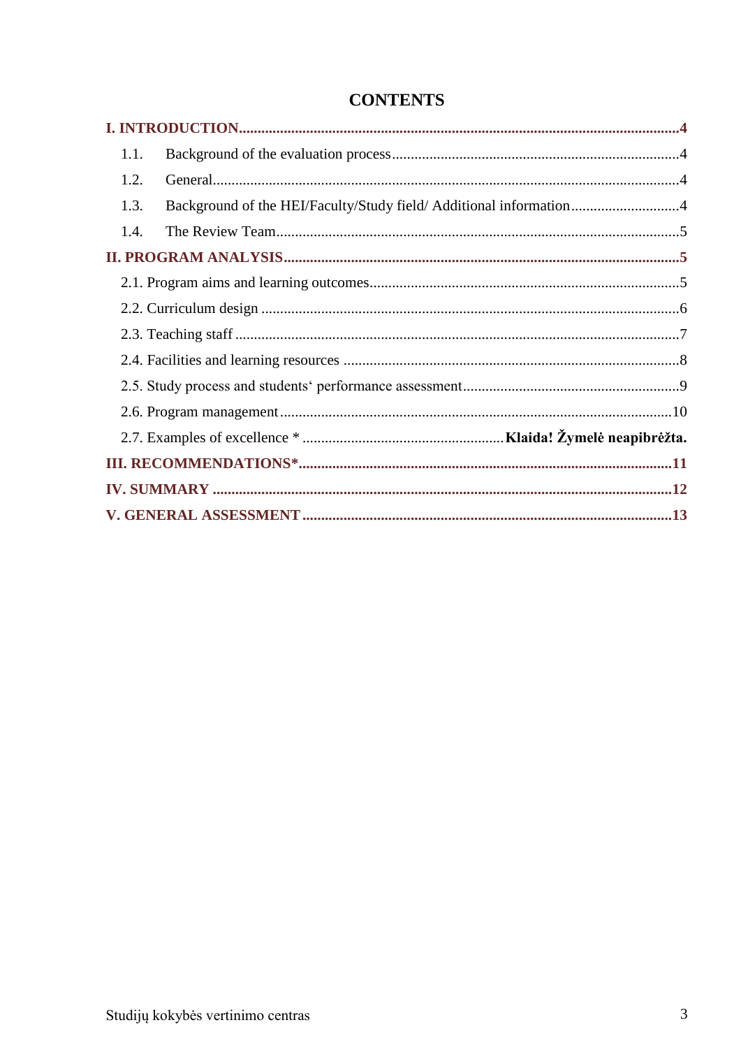# CONTENTS

**I. INTRODUCTION....................................................................................................................4**

1.1. Background of the evaluation process............................................................................4

1.2. General............................................................................................................................4

1.3. Background of the HEI/Faculty/Study field/ Additional information.............................4

1.4. The Review Team...........................................................................................................5

**II. PROGRAM ANALYSIS........................................................................................................5**

2.1. Program aims and learning outcomes..................................................................................5

2.2. Curriculum design ...............................................................................................................6

2.3. Teaching staff .....................................................................................................................7

2.4. Facilities and learning resources .........................................................................................8

2.5. Study process and students‘ performance assessment..........................................................9

2.6. Program management........................................................................................................10

2.7. Examples of excellence * ..................................................... **Klaida! Žymelė neapibrėžta.**

**III. RECOMMENDATIONS*..................................................................................................11**

**IV. SUMMARY .........................................................................................................................12**

**V. GENERAL ASSESSMENT .................................................................................................13**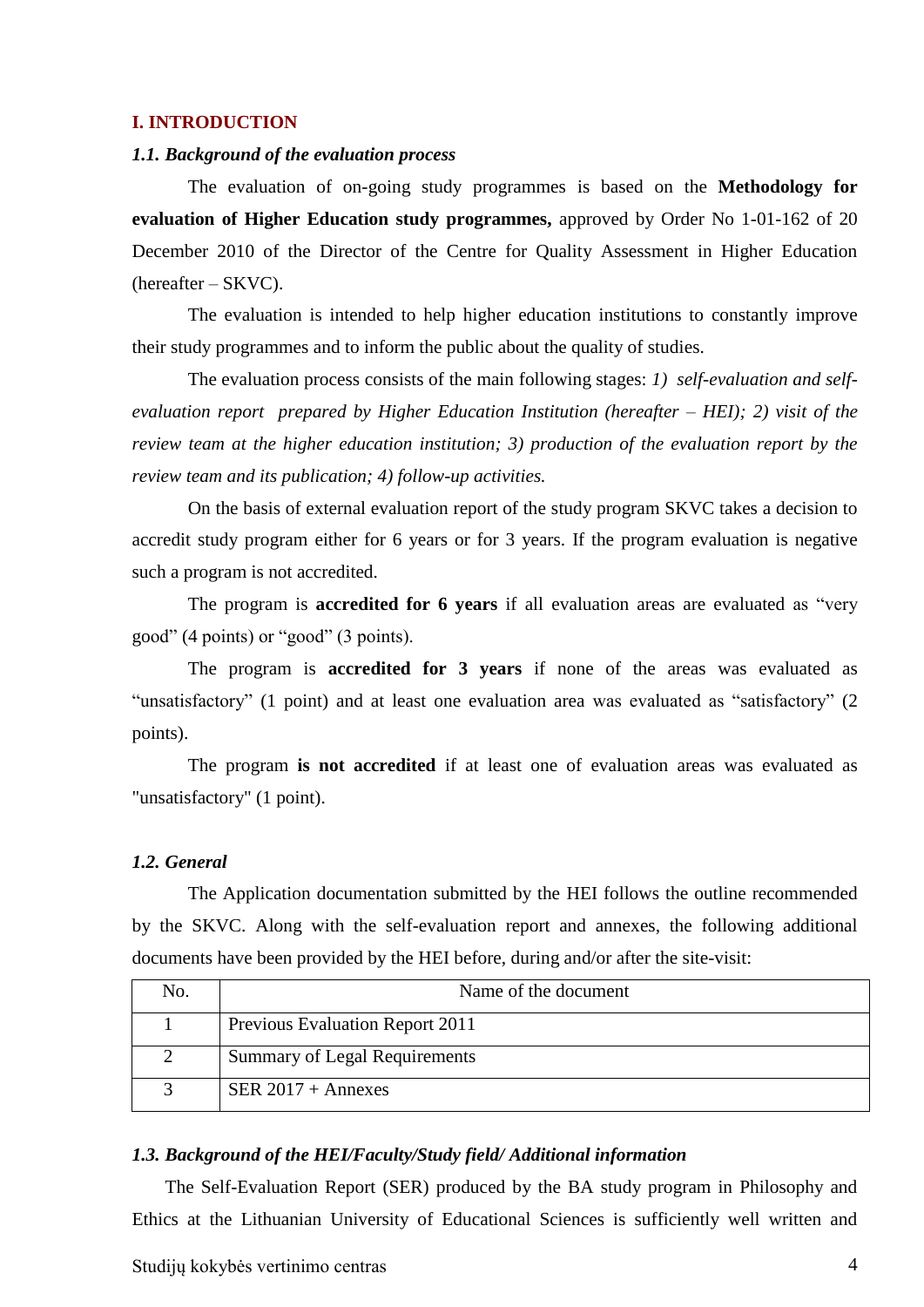## I. INTRODUCTION

### *1.1. Background of the evaluation process*

The evaluation of on-going study programmes is based on the **Methodology for evaluation of Higher Education study programmes,** approved by Order No 1-01-162 of 20 December 2010 of the Director of the Centre for Quality Assessment in Higher Education (hereafter – SKVC).

The evaluation is intended to help higher education institutions to constantly improve their study programmes and to inform the public about the quality of studies.

The evaluation process consists of the main following stages: *1) self-evaluation and self-evaluation report prepared by Higher Education Institution (hereafter – HEI); 2) visit of the review team at the higher education institution; 3) production of the evaluation report by the review team and its publication; 4) follow-up activities.*

On the basis of external evaluation report of the study program SKVC takes a decision to accredit study program either for 6 years or for 3 years. If the program evaluation is negative such a program is not accredited.

The program is **accredited for 6 years** if all evaluation areas are evaluated as "very good" (4 points) or "good" (3 points).

The program is **accredited for 3 years** if none of the areas was evaluated as "unsatisfactory" (1 point) and at least one evaluation area was evaluated as "satisfactory" (2 points).

The program **is not accredited** if at least one of evaluation areas was evaluated as "unsatisfactory" (1 point).

### *1.2. General*

The Application documentation submitted by the HEI follows the outline recommended by the SKVC. Along with the self-evaluation report and annexes, the following additional documents have been provided by the HEI before, during and/or after the site-visit:

| No. | Name of the document |
|---|---|
| 1 | Previous Evaluation Report 2011 |
| 2 | Summary of Legal Requirements |
| 3 | SER 2017 + Annexes |

### *1.3. Background of the HEI/Faculty/Study field/ Additional information*

The Self-Evaluation Report (SER) produced by the BA study program in Philosophy and Ethics at the Lithuanian University of Educational Sciences is sufficiently well written and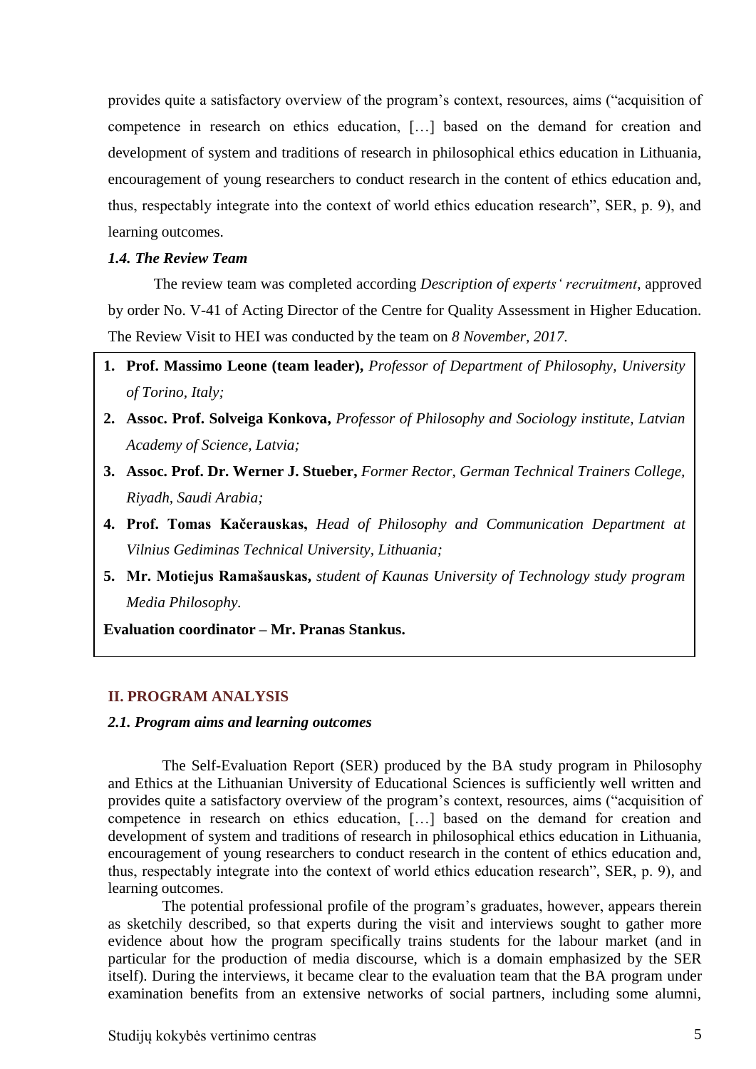provides quite a satisfactory overview of the program's context, resources, aims ("acquisition of competence in research on ethics education, […] based on the demand for creation and development of system and traditions of research in philosophical ethics education in Lithuania, encouragement of young researchers to conduct research in the content of ethics education and, thus, respectably integrate into the context of world ethics education research", SER, p. 9), and learning outcomes.

### *1.4. The Review Team*

The review team was completed according *Description of experts' recruitment*, approved by order No. V-41 of Acting Director of the Centre for Quality Assessment in Higher Education. The Review Visit to HEI was conducted by the team on *8 November, 2017*.

1. **Prof. Massimo Leone (team leader),** *Professor of Department of Philosophy, University of Torino, Italy;*
2. **Assoc. Prof. Solveiga Konkova,** *Professor of Philosophy and Sociology institute, Latvian Academy of Science, Latvia;*
3. **Assoc. Prof. Dr. Werner J. Stueber,** *Former Rector, German Technical Trainers College, Riyadh, Saudi Arabia;*
4. **Prof. Tomas Kačerauskas,** *Head of Philosophy and Communication Department at Vilnius Gediminas Technical University, Lithuania;*
5. **Mr. Motiejus Ramašauskas,** *student of Kaunas University of Technology study program Media Philosophy.*

**Evaluation coordinator – Mr. Pranas Stankus.**

## II. PROGRAM ANALYSIS

### *2.1. Program aims and learning outcomes*

The Self-Evaluation Report (SER) produced by the BA study program in Philosophy and Ethics at the Lithuanian University of Educational Sciences is sufficiently well written and provides quite a satisfactory overview of the program's context, resources, aims ("acquisition of competence in research on ethics education, […] based on the demand for creation and development of system and traditions of research in philosophical ethics education in Lithuania, encouragement of young researchers to conduct research in the content of ethics education and, thus, respectably integrate into the context of world ethics education research", SER, p. 9), and learning outcomes.

The potential professional profile of the program's graduates, however, appears therein as sketchily described, so that experts during the visit and interviews sought to gather more evidence about how the program specifically trains students for the labour market (and in particular for the production of media discourse, which is a domain emphasized by the SER itself). During the interviews, it became clear to the evaluation team that the BA program under examination benefits from an extensive networks of social partners, including some alumni,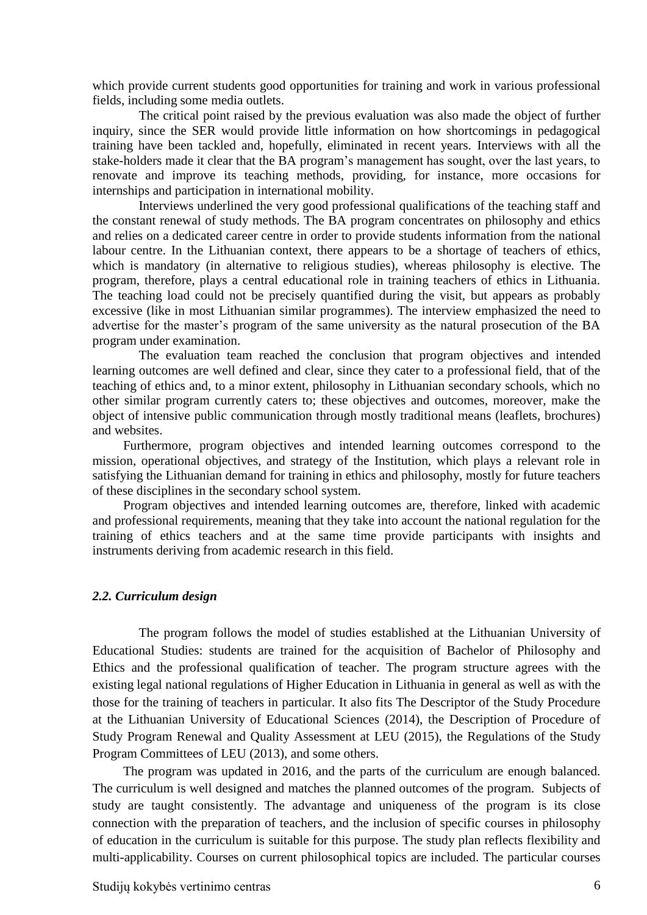which provide current students good opportunities for training and work in various professional fields, including some media outlets.

The critical point raised by the previous evaluation was also made the object of further inquiry, since the SER would provide little information on how shortcomings in pedagogical training have been tackled and, hopefully, eliminated in recent years. Interviews with all the stake-holders made it clear that the BA program's management has sought, over the last years, to renovate and improve its teaching methods, providing, for instance, more occasions for internships and participation in international mobility.

Interviews underlined the very good professional qualifications of the teaching staff and the constant renewal of study methods. The BA program concentrates on philosophy and ethics and relies on a dedicated career centre in order to provide students information from the national labour centre. In the Lithuanian context, there appears to be a shortage of teachers of ethics, which is mandatory (in alternative to religious studies), whereas philosophy is elective. The program, therefore, plays a central educational role in training teachers of ethics in Lithuania. The teaching load could not be precisely quantified during the visit, but appears as probably excessive (like in most Lithuanian similar programmes). The interview emphasized the need to advertise for the master's program of the same university as the natural prosecution of the BA program under examination.

The evaluation team reached the conclusion that program objectives and intended learning outcomes are well defined and clear, since they cater to a professional field, that of the teaching of ethics and, to a minor extent, philosophy in Lithuanian secondary schools, which no other similar program currently caters to; these objectives and outcomes, moreover, make the object of intensive public communication through mostly traditional means (leaflets, brochures) and websites.

Furthermore, program objectives and intended learning outcomes correspond to the mission, operational objectives, and strategy of the Institution, which plays a relevant role in satisfying the Lithuanian demand for training in ethics and philosophy, mostly for future teachers of these disciplines in the secondary school system.

Program objectives and intended learning outcomes are, therefore, linked with academic and professional requirements, meaning that they take into account the national regulation for the training of ethics teachers and at the same time provide participants with insights and instruments deriving from academic research in this field.

### *2.2. Curriculum design*

The program follows the model of studies established at the Lithuanian University of Educational Studies: students are trained for the acquisition of Bachelor of Philosophy and Ethics and the professional qualification of teacher. The program structure agrees with the existing legal national regulations of Higher Education in Lithuania in general as well as with the those for the training of teachers in particular. It also fits The Descriptor of the Study Procedure at the Lithuanian University of Educational Sciences (2014), the Description of Procedure of Study Program Renewal and Quality Assessment at LEU (2015), the Regulations of the Study Program Committees of LEU (2013), and some others.

The program was updated in 2016, and the parts of the curriculum are enough balanced. The curriculum is well designed and matches the planned outcomes of the program. Subjects of study are taught consistently. The advantage and uniqueness of the program is its close connection with the preparation of teachers, and the inclusion of specific courses in philosophy of education in the curriculum is suitable for this purpose. The study plan reflects flexibility and multi-applicability. Courses on current philosophical topics are included. The particular courses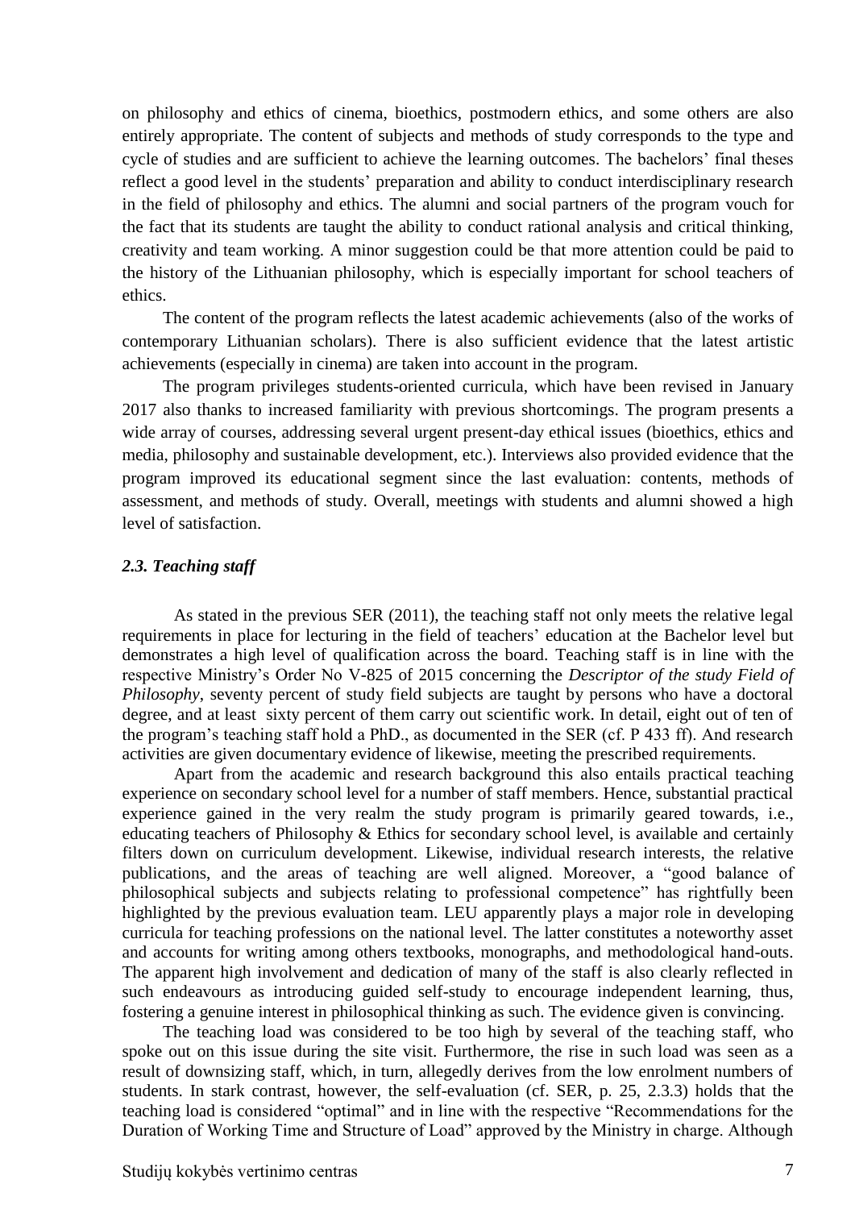on philosophy and ethics of cinema, bioethics, postmodern ethics, and some others are also entirely appropriate. The content of subjects and methods of study corresponds to the type and cycle of studies and are sufficient to achieve the learning outcomes. The bachelors' final theses reflect a good level in the students' preparation and ability to conduct interdisciplinary research in the field of philosophy and ethics. The alumni and social partners of the program vouch for the fact that its students are taught the ability to conduct rational analysis and critical thinking, creativity and team working. A minor suggestion could be that more attention could be paid to the history of the Lithuanian philosophy, which is especially important for school teachers of ethics.

The content of the program reflects the latest academic achievements (also of the works of contemporary Lithuanian scholars). There is also sufficient evidence that the latest artistic achievements (especially in cinema) are taken into account in the program.

The program privileges students-oriented curricula, which have been revised in January 2017 also thanks to increased familiarity with previous shortcomings. The program presents a wide array of courses, addressing several urgent present-day ethical issues (bioethics, ethics and media, philosophy and sustainable development, etc.). Interviews also provided evidence that the program improved its educational segment since the last evaluation: contents, methods of assessment, and methods of study. Overall, meetings with students and alumni showed a high level of satisfaction.

### *2.3. Teaching staff*

As stated in the previous SER (2011), the teaching staff not only meets the relative legal requirements in place for lecturing in the field of teachers' education at the Bachelor level but demonstrates a high level of qualification across the board. Teaching staff is in line with the respective Ministry's Order No V-825 of 2015 concerning the *Descriptor of the study Field of Philosophy*, seventy percent of study field subjects are taught by persons who have a doctoral degree, and at least sixty percent of them carry out scientific work. In detail, eight out of ten of the program's teaching staff hold a PhD., as documented in the SER (cf. P 433 ff). And research activities are given documentary evidence of likewise, meeting the prescribed requirements.

Apart from the academic and research background this also entails practical teaching experience on secondary school level for a number of staff members. Hence, substantial practical experience gained in the very realm the study program is primarily geared towards, i.e., educating teachers of Philosophy & Ethics for secondary school level, is available and certainly filters down on curriculum development. Likewise, individual research interests, the relative publications, and the areas of teaching are well aligned. Moreover, a "good balance of philosophical subjects and subjects relating to professional competence" has rightfully been highlighted by the previous evaluation team. LEU apparently plays a major role in developing curricula for teaching professions on the national level. The latter constitutes a noteworthy asset and accounts for writing among others textbooks, monographs, and methodological hand-outs. The apparent high involvement and dedication of many of the staff is also clearly reflected in such endeavours as introducing guided self-study to encourage independent learning, thus, fostering a genuine interest in philosophical thinking as such. The evidence given is convincing.

The teaching load was considered to be too high by several of the teaching staff, who spoke out on this issue during the site visit. Furthermore, the rise in such load was seen as a result of downsizing staff, which, in turn, allegedly derives from the low enrolment numbers of students. In stark contrast, however, the self-evaluation (cf. SER, p. 25, 2.3.3) holds that the teaching load is considered "optimal" and in line with the respective "Recommendations for the Duration of Working Time and Structure of Load" approved by the Ministry in charge. Although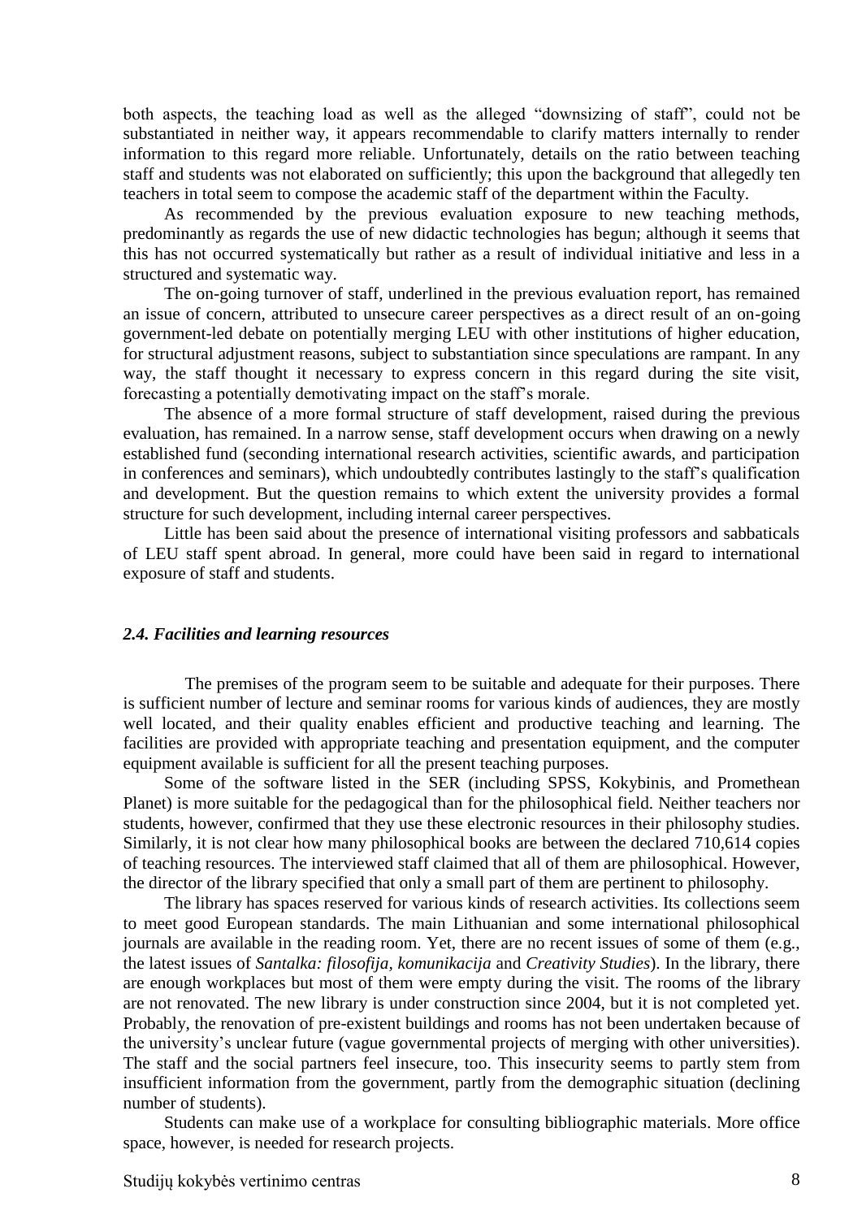both aspects, the teaching load as well as the alleged "downsizing of staff", could not be substantiated in neither way, it appears recommendable to clarify matters internally to render information to this regard more reliable. Unfortunately, details on the ratio between teaching staff and students was not elaborated on sufficiently; this upon the background that allegedly ten teachers in total seem to compose the academic staff of the department within the Faculty.

As recommended by the previous evaluation exposure to new teaching methods, predominantly as regards the use of new didactic technologies has begun; although it seems that this has not occurred systematically but rather as a result of individual initiative and less in a structured and systematic way.

The on-going turnover of staff, underlined in the previous evaluation report, has remained an issue of concern, attributed to unsecure career perspectives as a direct result of an on-going government-led debate on potentially merging LEU with other institutions of higher education, for structural adjustment reasons, subject to substantiation since speculations are rampant. In any way, the staff thought it necessary to express concern in this regard during the site visit, forecasting a potentially demotivating impact on the staff's morale.

The absence of a more formal structure of staff development, raised during the previous evaluation, has remained. In a narrow sense, staff development occurs when drawing on a newly established fund (seconding international research activities, scientific awards, and participation in conferences and seminars), which undoubtedly contributes lastingly to the staff's qualification and development. But the question remains to which extent the university provides a formal structure for such development, including internal career perspectives.

Little has been said about the presence of international visiting professors and sabbaticals of LEU staff spent abroad. In general, more could have been said in regard to international exposure of staff and students.

### *2.4. Facilities and learning resources*

The premises of the program seem to be suitable and adequate for their purposes. There is sufficient number of lecture and seminar rooms for various kinds of audiences, they are mostly well located, and their quality enables efficient and productive teaching and learning. The facilities are provided with appropriate teaching and presentation equipment, and the computer equipment available is sufficient for all the present teaching purposes.

Some of the software listed in the SER (including SPSS, Kokybinis, and Promethean Planet) is more suitable for the pedagogical than for the philosophical field. Neither teachers nor students, however, confirmed that they use these electronic resources in their philosophy studies. Similarly, it is not clear how many philosophical books are between the declared 710,614 copies of teaching resources. The interviewed staff claimed that all of them are philosophical. However, the director of the library specified that only a small part of them are pertinent to philosophy.

The library has spaces reserved for various kinds of research activities. Its collections seem to meet good European standards. The main Lithuanian and some international philosophical journals are available in the reading room. Yet, there are no recent issues of some of them (e.g., the latest issues of *Santalka: filosofija, komunikacija* and *Creativity Studies*). In the library, there are enough workplaces but most of them were empty during the visit. The rooms of the library are not renovated. The new library is under construction since 2004, but it is not completed yet. Probably, the renovation of pre-existent buildings and rooms has not been undertaken because of the university's unclear future (vague governmental projects of merging with other universities). The staff and the social partners feel insecure, too. This insecurity seems to partly stem from insufficient information from the government, partly from the demographic situation (declining number of students).

Students can make use of a workplace for consulting bibliographic materials. More office space, however, is needed for research projects.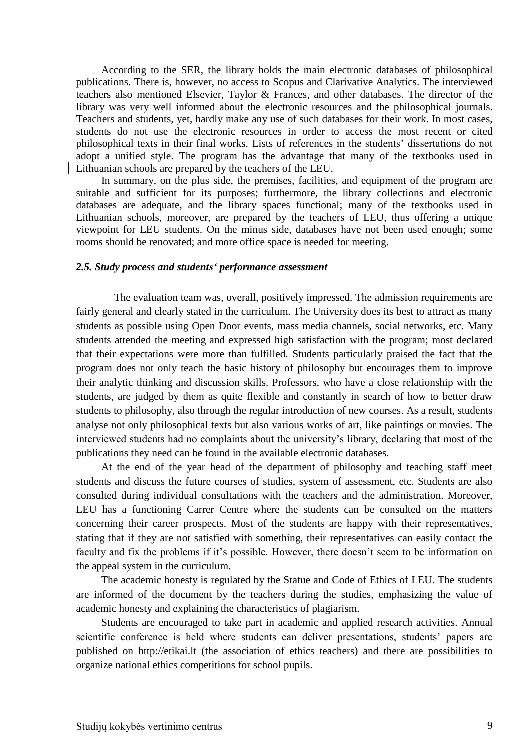According to the SER, the library holds the main electronic databases of philosophical publications. There is, however, no access to Scopus and Clarivative Analytics. The interviewed teachers also mentioned Elsevier, Taylor & Frances, and other databases. The director of the library was very well informed about the electronic resources and the philosophical journals. Teachers and students, yet, hardly make any use of such databases for their work. In most cases, students do not use the electronic resources in order to access the most recent or cited philosophical texts in their final works. Lists of references in the students' dissertations do not adopt a unified style. The program has the advantage that many of the textbooks used in Lithuanian schools are prepared by the teachers of the LEU.

In summary, on the plus side, the premises, facilities, and equipment of the program are suitable and sufficient for its purposes; furthermore, the library collections and electronic databases are adequate, and the library spaces functional; many of the textbooks used in Lithuanian schools, moreover, are prepared by the teachers of LEU, thus offering a unique viewpoint for LEU students. On the minus side, databases have not been used enough; some rooms should be renovated; and more office space is needed for meeting.

### *2.5. Study process and students' performance assessment*

The evaluation team was, overall, positively impressed. The admission requirements are fairly general and clearly stated in the curriculum. The University does its best to attract as many students as possible using Open Door events, mass media channels, social networks, etc. Many students attended the meeting and expressed high satisfaction with the program; most declared that their expectations were more than fulfilled. Students particularly praised the fact that the program does not only teach the basic history of philosophy but encourages them to improve their analytic thinking and discussion skills. Professors, who have a close relationship with the students, are judged by them as quite flexible and constantly in search of how to better draw students to philosophy, also through the regular introduction of new courses. As a result, students analyse not only philosophical texts but also various works of art, like paintings or movies. The interviewed students had no complaints about the university's library, declaring that most of the publications they need can be found in the available electronic databases.

At the end of the year head of the department of philosophy and teaching staff meet students and discuss the future courses of studies, system of assessment, etc. Students are also consulted during individual consultations with the teachers and the administration. Moreover, LEU has a functioning Carrer Centre where the students can be consulted on the matters concerning their career prospects. Most of the students are happy with their representatives, stating that if they are not satisfied with something, their representatives can easily contact the faculty and fix the problems if it's possible. However, there doesn't seem to be information on the appeal system in the curriculum.

The academic honesty is regulated by the Statue and Code of Ethics of LEU. The students are informed of the document by the teachers during the studies, emphasizing the value of academic honesty and explaining the characteristics of plagiarism.

Students are encouraged to take part in academic and applied research activities. Annual scientific conference is held where students can deliver presentations, students' papers are published on http://etikai.lt (the association of ethics teachers) and there are possibilities to organize national ethics competitions for school pupils.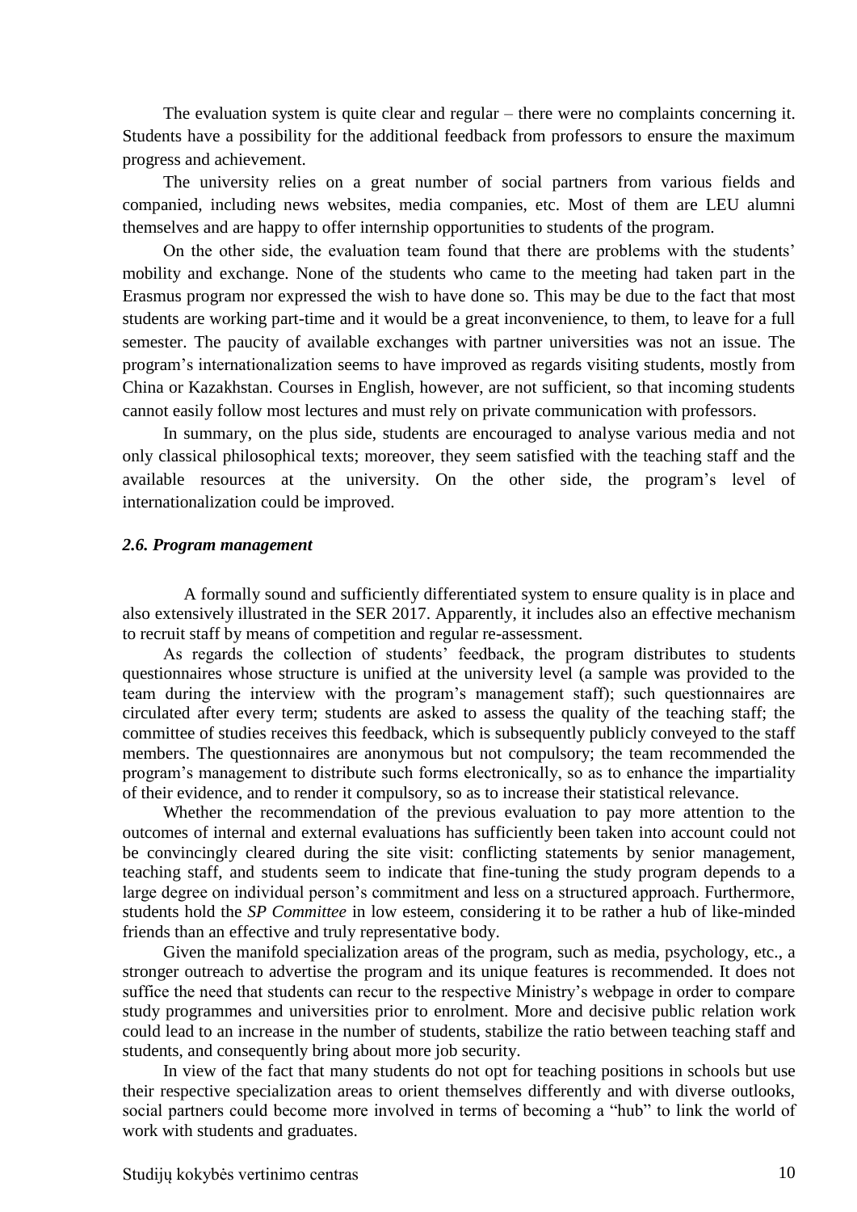The evaluation system is quite clear and regular – there were no complaints concerning it. Students have a possibility for the additional feedback from professors to ensure the maximum progress and achievement.

The university relies on a great number of social partners from various fields and companied, including news websites, media companies, etc. Most of them are LEU alumni themselves and are happy to offer internship opportunities to students of the program.

On the other side, the evaluation team found that there are problems with the students' mobility and exchange. None of the students who came to the meeting had taken part in the Erasmus program nor expressed the wish to have done so. This may be due to the fact that most students are working part-time and it would be a great inconvenience, to them, to leave for a full semester. The paucity of available exchanges with partner universities was not an issue. The program's internationalization seems to have improved as regards visiting students, mostly from China or Kazakhstan. Courses in English, however, are not sufficient, so that incoming students cannot easily follow most lectures and must rely on private communication with professors.

In summary, on the plus side, students are encouraged to analyse various media and not only classical philosophical texts; moreover, they seem satisfied with the teaching staff and the available resources at the university. On the other side, the program's level of internationalization could be improved.

### *2.6. Program management*

A formally sound and sufficiently differentiated system to ensure quality is in place and also extensively illustrated in the SER 2017. Apparently, it includes also an effective mechanism to recruit staff by means of competition and regular re-assessment.

As regards the collection of students' feedback, the program distributes to students questionnaires whose structure is unified at the university level (a sample was provided to the team during the interview with the program's management staff); such questionnaires are circulated after every term; students are asked to assess the quality of the teaching staff; the committee of studies receives this feedback, which is subsequently publicly conveyed to the staff members. The questionnaires are anonymous but not compulsory; the team recommended the program's management to distribute such forms electronically, so as to enhance the impartiality of their evidence, and to render it compulsory, so as to increase their statistical relevance.

Whether the recommendation of the previous evaluation to pay more attention to the outcomes of internal and external evaluations has sufficiently been taken into account could not be convincingly cleared during the site visit: conflicting statements by senior management, teaching staff, and students seem to indicate that fine-tuning the study program depends to a large degree on individual person's commitment and less on a structured approach. Furthermore, students hold the *SP Committee* in low esteem, considering it to be rather a hub of like-minded friends than an effective and truly representative body.

Given the manifold specialization areas of the program, such as media, psychology, etc., a stronger outreach to advertise the program and its unique features is recommended. It does not suffice the need that students can recur to the respective Ministry's webpage in order to compare study programmes and universities prior to enrolment. More and decisive public relation work could lead to an increase in the number of students, stabilize the ratio between teaching staff and students, and consequently bring about more job security.

In view of the fact that many students do not opt for teaching positions in schools but use their respective specialization areas to orient themselves differently and with diverse outlooks, social partners could become more involved in terms of becoming a "hub" to link the world of work with students and graduates.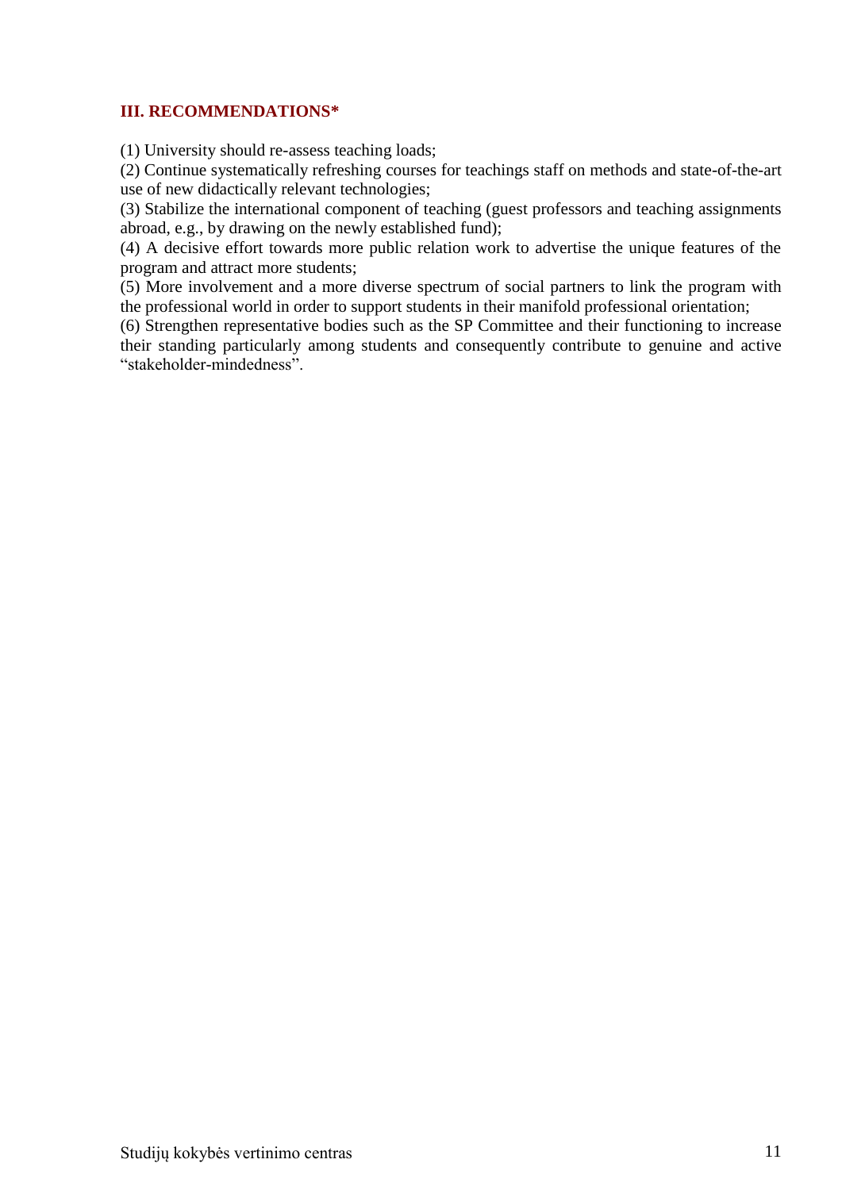## III. RECOMMENDATIONS*

(1) University should re-assess teaching loads;
(2) Continue systematically refreshing courses for teachings staff on methods and state-of-the-art use of new didactically relevant technologies;
(3) Stabilize the international component of teaching (guest professors and teaching assignments abroad, e.g., by drawing on the newly established fund);
(4) A decisive effort towards more public relation work to advertise the unique features of the program and attract more students;
(5) More involvement and a more diverse spectrum of social partners to link the program with the professional world in order to support students in their manifold professional orientation;
(6) Strengthen representative bodies such as the SP Committee and their functioning to increase their standing particularly among students and consequently contribute to genuine and active "stakeholder-mindedness".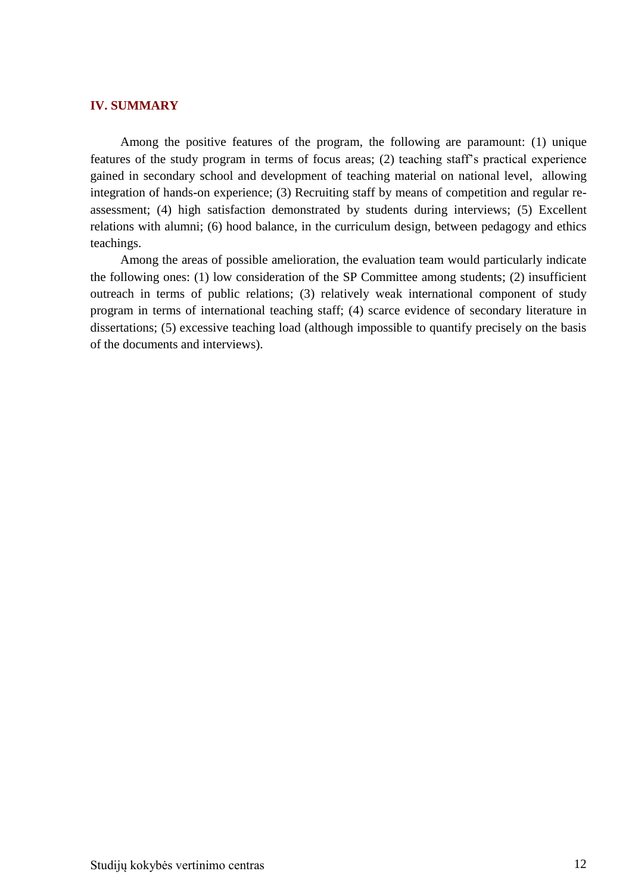## IV. SUMMARY

Among the positive features of the program, the following are paramount: (1) unique features of the study program in terms of focus areas; (2) teaching staff's practical experience gained in secondary school and development of teaching material on national level, allowing integration of hands-on experience; (3) Recruiting staff by means of competition and regular re-assessment; (4) high satisfaction demonstrated by students during interviews; (5) Excellent relations with alumni; (6) hood balance, in the curriculum design, between pedagogy and ethics teachings.

Among the areas of possible amelioration, the evaluation team would particularly indicate the following ones: (1) low consideration of the SP Committee among students; (2) insufficient outreach in terms of public relations; (3) relatively weak international component of study program in terms of international teaching staff; (4) scarce evidence of secondary literature in dissertations; (5) excessive teaching load (although impossible to quantify precisely on the basis of the documents and interviews).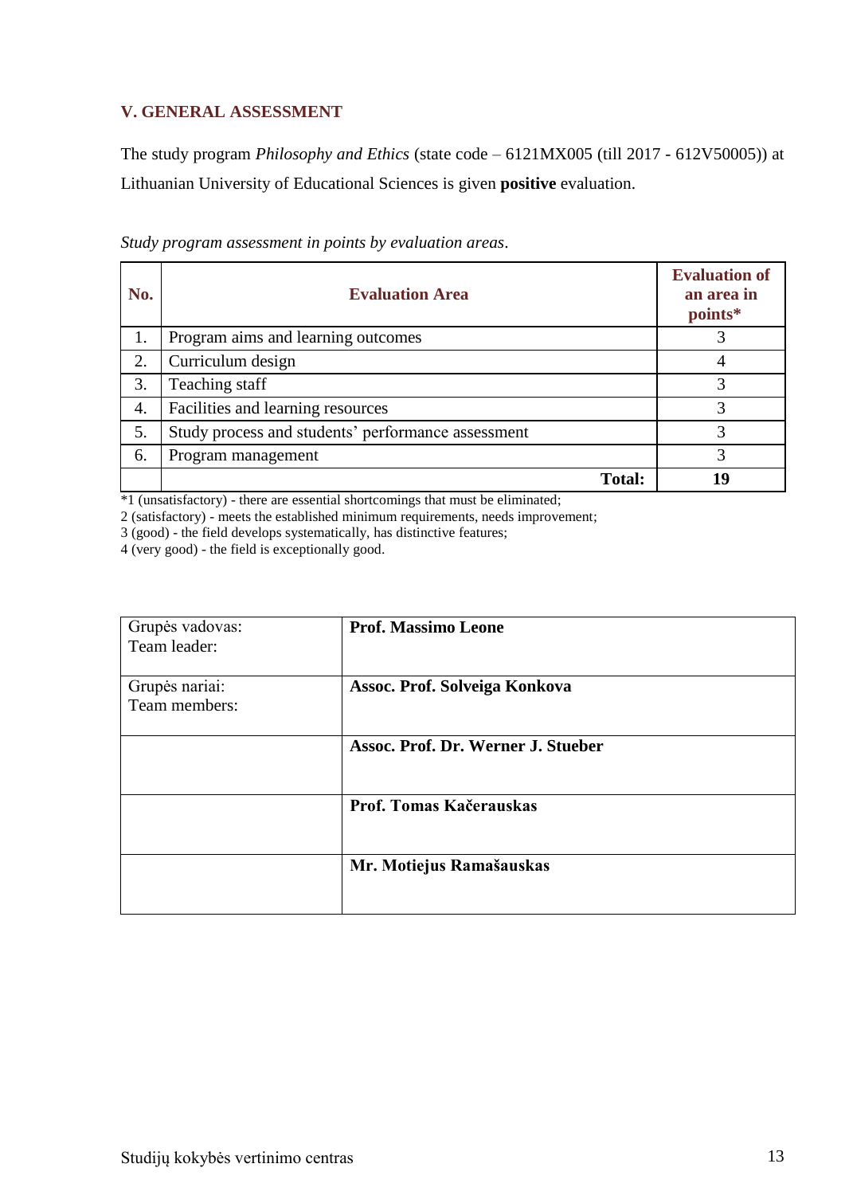## V. GENERAL ASSESSMENT

The study program *Philosophy and Ethics* (state code – 6121MX005 (till 2017 - 612V50005)) at Lithuanian University of Educational Sciences is given **positive** evaluation.

*Study program assessment in points by evaluation areas*.

| No. | Evaluation Area | Evaluation of an area in points* |
|---|---|---|
| 1. | Program aims and learning outcomes | 3 |
| 2. | Curriculum design | 4 |
| 3. | Teaching staff | 3 |
| 4. | Facilities and learning resources | 3 |
| 5. | Study process and students' performance assessment | 3 |
| 6. | Program management | 3 |
| | **Total:** | **19** |

*1 (unsatisfactory) - there are essential shortcomings that must be eliminated;
2 (satisfactory) - meets the established minimum requirements, needs improvement;
3 (good) - the field develops systematically, has distinctive features;
4 (very good) - the field is exceptionally good.

| | |
|---|---|
| Grupės vadovas: Team leader: | **Prof. Massimo Leone** |
| Grupės nariai: Team members: | **Assoc. Prof. Solveiga Konkova** |
| | **Assoc. Prof. Dr. Werner J. Stueber** |
| | **Prof. Tomas Kačerauskas** |
| | **Mr. Motiejus Ramašauskas** |

Studijų kokybės vertinimo centras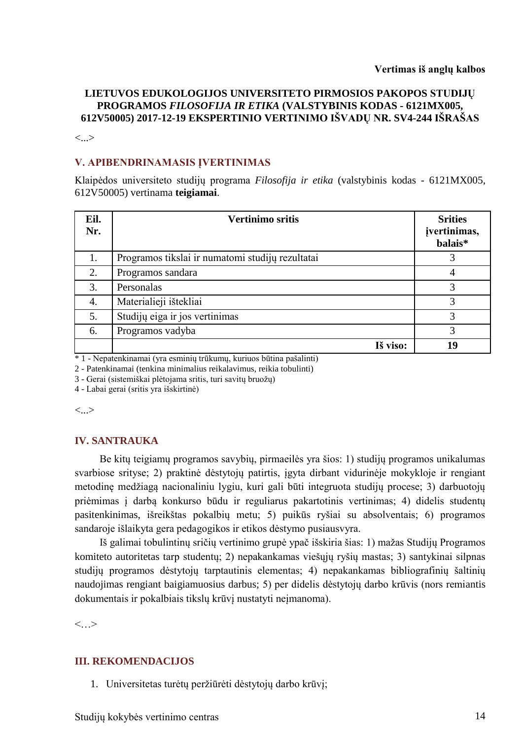**Vertimas iš anglų kalbos**

**LIETUVOS EDUKOLOGIJOS UNIVERSITETO PIRMOSIOS PAKOPOS STUDIJŲ PROGRAMOS *FILOSOFIJA IR ETIKA* (VALSTYBINIS KODAS - 6121MX005, 612V50005) 2017-12-19 EKSPERTINIO VERTINIMO IŠVADŲ NR. SV4-244 IŠRAŠAS**

<...>

## V. APIBENDRINAMASIS ĮVERTINIMAS

Klaipėdos universiteto studijų programa *Filosofija ir etika* (valstybinis kodas - 6121MX005, 612V50005) vertinama **teigiamai**.

| Eil. Nr. | Vertinimo sritis | Srities įvertinimas, balais* |
|---|---|---|
| 1. | Programos tikslai ir numatomi studijų rezultatai | 3 |
| 2. | Programos sandara | 4 |
| 3. | Personalas | 3 |
| 4. | Materialieji ištekliai | 3 |
| 5. | Studijų eiga ir jos vertinimas | 3 |
| 6. | Programos vadyba | 3 |
| | **Iš viso:** | **19** |

\* 1 - Nepatenkinamai (yra esminių trūkumų, kuriuos būtina pašalinti)
2 - Patenkinamai (tenkina minimalius reikalavimus, reikia tobulinti)
3 - Gerai (sistemiškai plėtojama sritis, turi savitų bruožų)
4 - Labai gerai (sritis yra išskirtinė)

<...>

## IV. SANTRAUKA

Be kitų teigiamų programos savybių, pirmaeilės yra šios: 1) studijų programos unikalumas svarbiose srityse; 2) praktinė dėstytojų patirtis, įgyta dirbant vidurinėje mokykloje ir rengiant metodinę medžiagą nacionaliniu lygiu, kuri gali būti integruota studijų procese; 3) darbuotojų priėmimas į darbą konkurso būdu ir reguliarus pakartotinis vertinimas; 4) didelis studentų pasitenkinimas, išreikštas pokalbių metu; 5) puikūs ryšiai su absolventais; 6) programos sandaroje išlaikyta gera pedagogikos ir etikos dėstymo pusiausvyra.

Iš galimai tobulintinų sričių vertinimo grupė ypač išskiria šias: 1) mažas Studijų Programos komiteto autoritetas tarp studentų; 2) nepakankamas viešųjų ryšių mastas; 3) santykinai silpnas studijų programos dėstytojų tarptautinis elementas; 4) nepakankamas bibliografinių šaltinių naudojimas rengiant baigiamuosius darbus; 5) per didelis dėstytojų darbo krūvis (nors remiantis dokumentais ir pokalbiais tikslų krūvį nustatyti neįmanoma).

<…>

## III. REKOMENDACIJOS

1. Universitetas turėtų peržiūrėti dėstytojų darbo krūvį;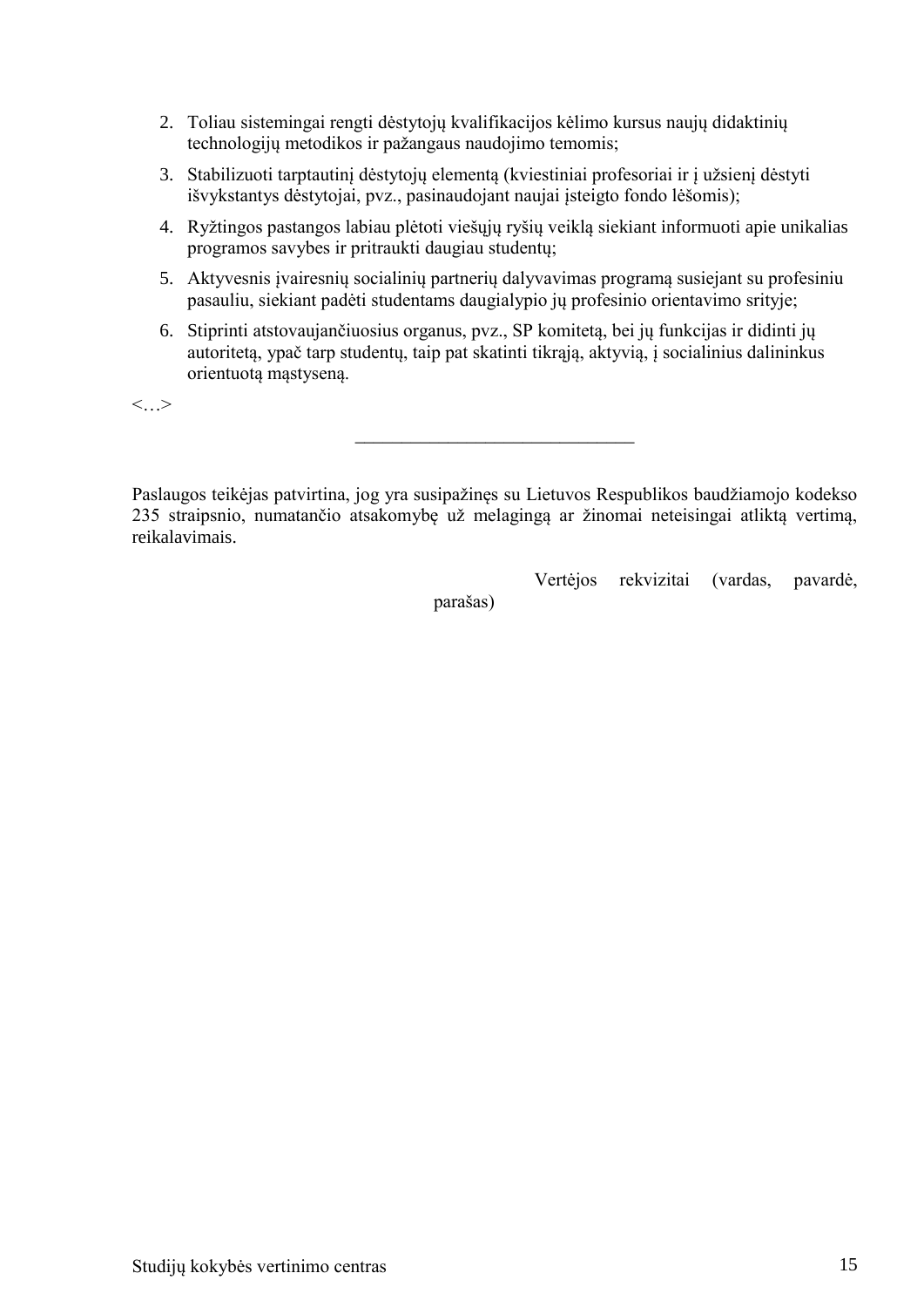2. Toliau sistemingai rengti dėstytojų kvalifikacijos kėlimo kursus naujų didaktinių technologijų metodikos ir pažangaus naudojimo temomis;
3. Stabilizuoti tarptautinį dėstytojų elementą (kviestiniai profesoriai ir į užsienį dėstyti išvykstantys dėstytojai, pvz., pasinaudojant naujai įsteigto fondo lėšomis);
4. Ryžtingos pastangos labiau plėtoti viešųjų ryšių veiklą siekiant informuoti apie unikalias programos savybes ir pritraukti daugiau studentų;
5. Aktyvesnis įvairesnių socialinių partnerių dalyvavimas programą susiejant su profesiniu pasauliu, siekiant padėti studentams daugialypio jų profesinio orientavimo srityje;
6. Stiprinti atstovaujančiuosius organus, pvz., SP komitetą, bei jų funkcijas ir didinti jų autoritetą, ypač tarp studentų, taip pat skatinti tikrąją, aktyvią, į socialinius dalininkus orientuotą mąstyseną.

<…>

______________________________

Paslaugos teikėjas patvirtina, jog yra susipažinęs su Lietuvos Respublikos baudžiamojo kodekso 235 straipsnio, numatančio atsakomybę už melagingą ar žinomai neteisingai atliktą vertimą, reikalavimais.

Vertėjos rekvizitai (vardas, pavardė, parašas)